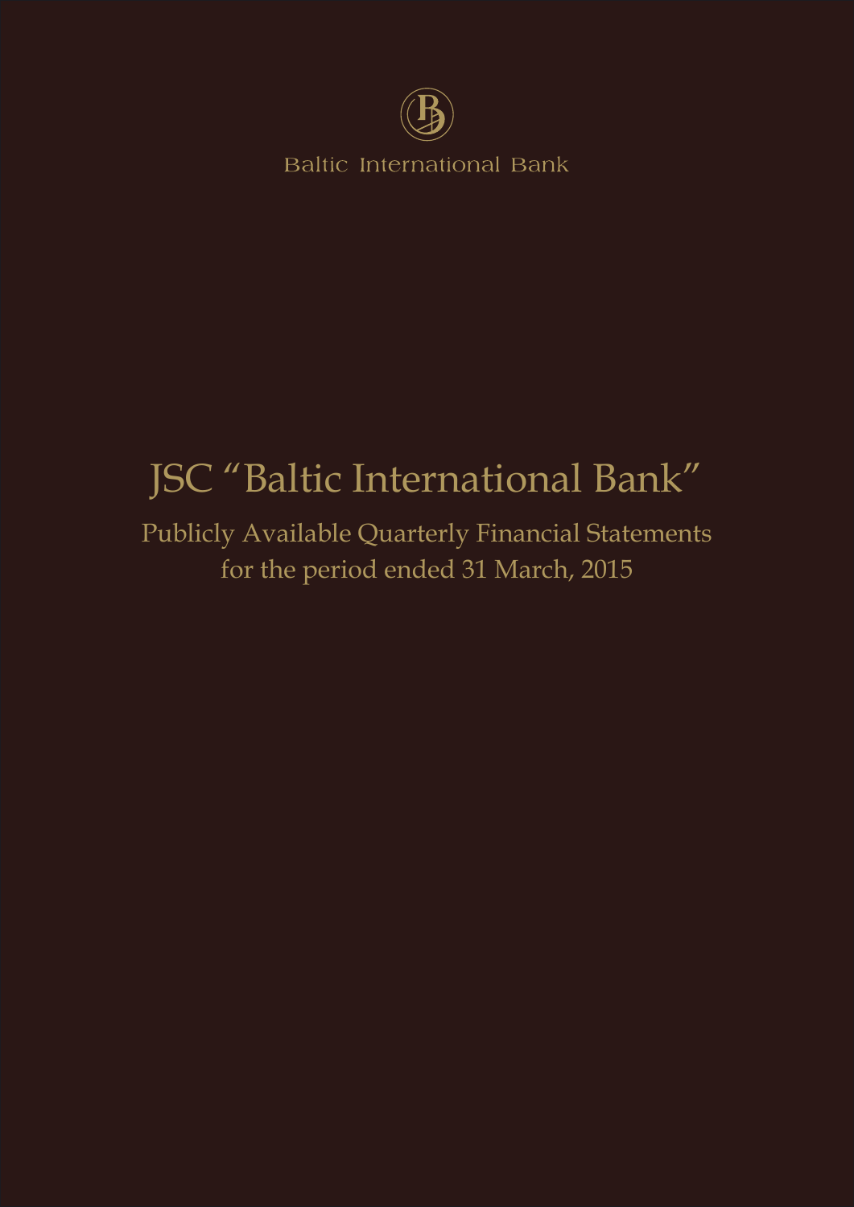Baltic International Bank

# JSC "Baltic International Bank"

## Publicly Available Quarterly Financial Statements for the period ended 31 March, 2015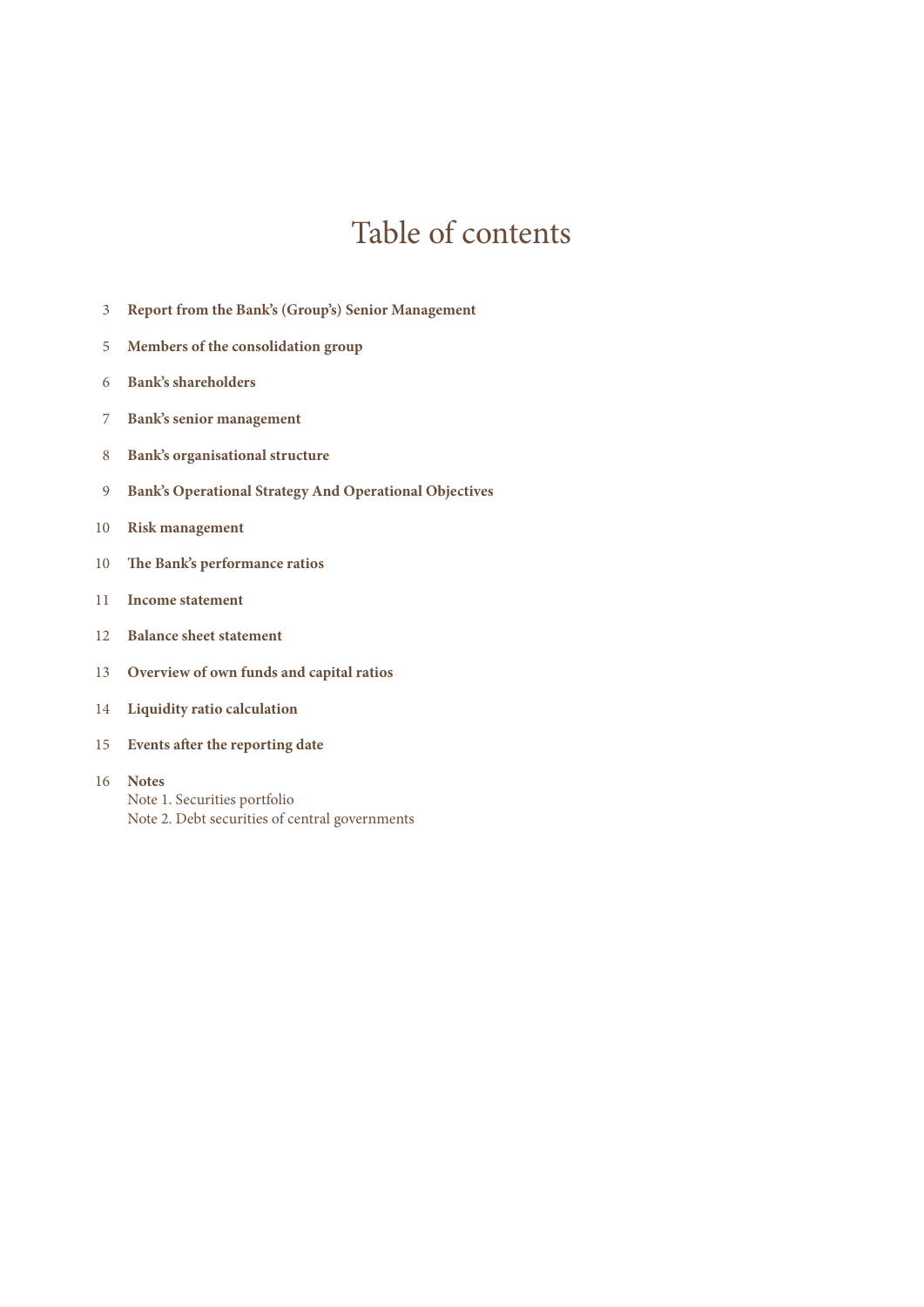# Table of contents

3 **Report from the Bank's (Group's) Senior Management**

5 **Members of the consolidation group**

6 **Bank's shareholders**

7 **Bank's senior management**

8 **Bank's organisational structure**

9 **Bank's Operational Strategy And Operational Objectives**

10 **Risk management**

10 **The Bank's performance ratios**

11 **Income statement**

12 **Balance sheet statement**

13 **Overview of own funds and capital ratios**

14 **Liquidity ratio calculation**

15 **Events after the reporting date**

16 **Notes**
Note 1. Securities portfolio
Note 2. Debt securities of central governments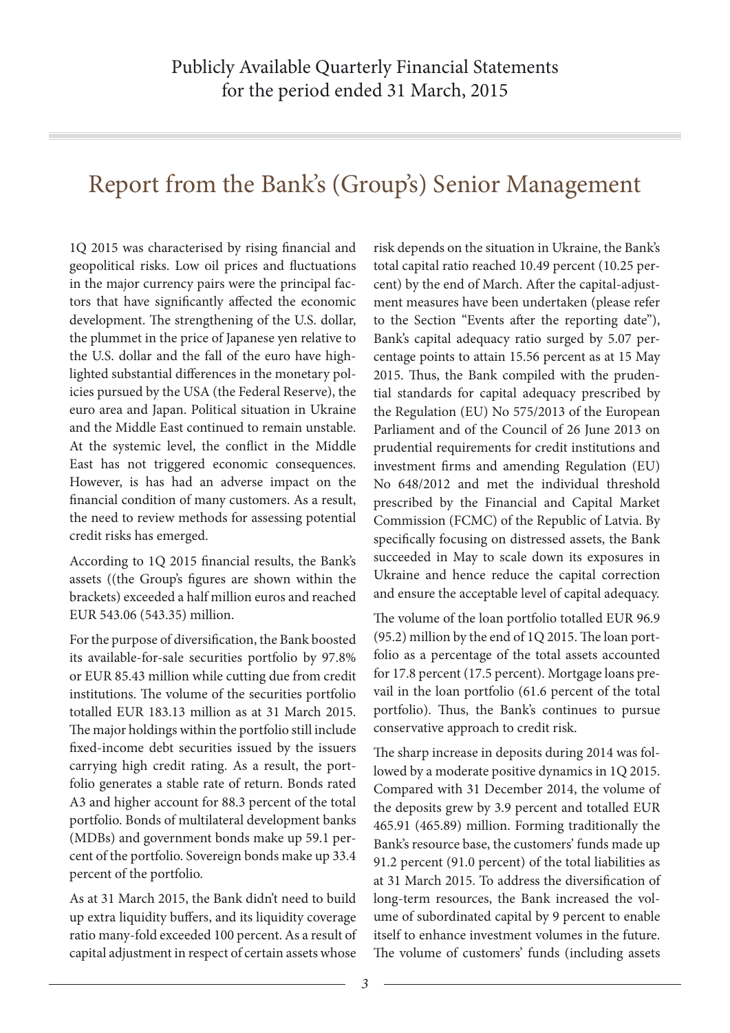Publicly Available Quarterly Financial Statements for the period ended 31 March, 2015

# Report from the Bank's (Group's) Senior Management

1Q 2015 was characterised by rising financial and geopolitical risks. Low oil prices and fluctuations in the major currency pairs were the principal factors that have significantly affected the economic development. The strengthening of the U.S. dollar, the plummet in the price of Japanese yen relative to the U.S. dollar and the fall of the euro have highlighted substantial differences in the monetary policies pursued by the USA (the Federal Reserve), the euro area and Japan. Political situation in Ukraine and the Middle East continued to remain unstable. At the systemic level, the conflict in the Middle East has not triggered economic consequences. However, is has had an adverse impact on the financial condition of many customers. As a result, the need to review methods for assessing potential credit risks has emerged.

According to 1Q 2015 financial results, the Bank's assets ((the Group's figures are shown within the brackets) exceeded a half million euros and reached EUR 543.06 (543.35) million.

For the purpose of diversification, the Bank boosted its available-for-sale securities portfolio by 97.8% or EUR 85.43 million while cutting due from credit institutions. The volume of the securities portfolio totalled EUR 183.13 million as at 31 March 2015. The major holdings within the portfolio still include fixed-income debt securities issued by the issuers carrying high credit rating. As a result, the portfolio generates a stable rate of return. Bonds rated A3 and higher account for 88.3 percent of the total portfolio. Bonds of multilateral development banks (MDBs) and government bonds make up 59.1 percent of the portfolio. Sovereign bonds make up 33.4 percent of the portfolio.

As at 31 March 2015, the Bank didn't need to build up extra liquidity buffers, and its liquidity coverage ratio many-fold exceeded 100 percent. As a result of capital adjustment in respect of certain assets whose risk depends on the situation in Ukraine, the Bank's total capital ratio reached 10.49 percent (10.25 percent) by the end of March. After the capital-adjustment measures have been undertaken (please refer to the Section "Events after the reporting date"), Bank's capital adequacy ratio surged by 5.07 percentage points to attain 15.56 percent as at 15 May 2015. Thus, the Bank compiled with the prudential standards for capital adequacy prescribed by the Regulation (EU) No 575/2013 of the European Parliament and of the Council of 26 June 2013 on prudential requirements for credit institutions and investment firms and amending Regulation (EU) No 648/2012 and met the individual threshold prescribed by the Financial and Capital Market Commission (FCMC) of the Republic of Latvia. By specifically focusing on distressed assets, the Bank succeeded in May to scale down its exposures in Ukraine and hence reduce the capital correction and ensure the acceptable level of capital adequacy.

The volume of the loan portfolio totalled EUR 96.9 (95.2) million by the end of 1Q 2015. The loan portfolio as a percentage of the total assets accounted for 17.8 percent (17.5 percent). Mortgage loans prevail in the loan portfolio (61.6 percent of the total portfolio). Thus, the Bank's continues to pursue conservative approach to credit risk.

The sharp increase in deposits during 2014 was followed by a moderate positive dynamics in 1Q 2015. Compared with 31 December 2014, the volume of the deposits grew by 3.9 percent and totalled EUR 465.91 (465.89) million. Forming traditionally the Bank's resource base, the customers' funds made up 91.2 percent (91.0 percent) of the total liabilities as at 31 March 2015. To address the diversification of long-term resources, the Bank increased the volume of subordinated capital by 9 percent to enable itself to enhance investment volumes in the future. The volume of customers' funds (including assets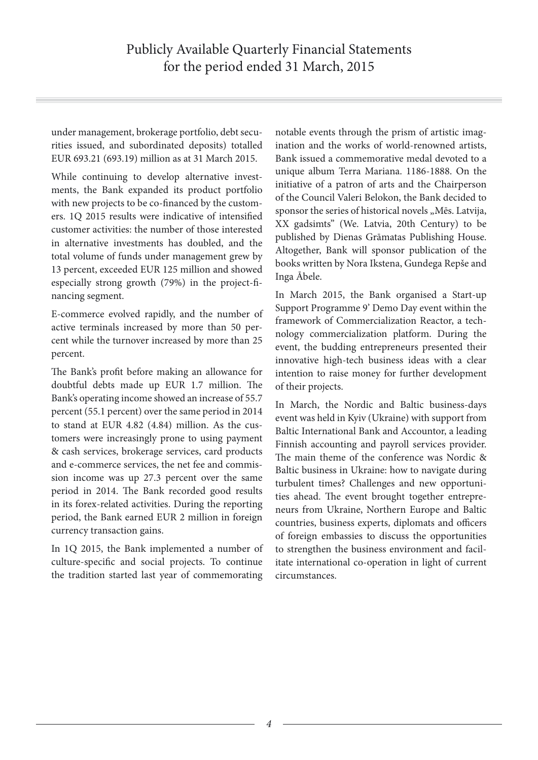under management, brokerage portfolio, debt securities issued, and subordinated deposits) totalled EUR 693.21 (693.19) million as at 31 March 2015.

While continuing to develop alternative investments, the Bank expanded its product portfolio with new projects to be co-financed by the customers. 1Q 2015 results were indicative of intensified customer activities: the number of those interested in alternative investments has doubled, and the total volume of funds under management grew by 13 percent, exceeded EUR 125 million and showed especially strong growth (79%) in the project-financing segment.

E-commerce evolved rapidly, and the number of active terminals increased by more than 50 percent while the turnover increased by more than 25 percent.

The Bank's profit before making an allowance for doubtful debts made up EUR 1.7 million. The Bank's operating income showed an increase of 55.7 percent (55.1 percent) over the same period in 2014 to stand at EUR 4.82 (4.84) million. As the customers were increasingly prone to using payment & cash services, brokerage services, card products and e-commerce services, the net fee and commission income was up 27.3 percent over the same period in 2014. The Bank recorded good results in its forex-related activities. During the reporting period, the Bank earned EUR 2 million in foreign currency transaction gains.

In 1Q 2015, the Bank implemented a number of culture-specific and social projects. To continue the tradition started last year of commemorating notable events through the prism of artistic imagination and the works of world-renowned artists, Bank issued a commemorative medal devoted to a unique album Terra Mariana. 1186-1888. On the initiative of a patron of arts and the Chairperson of the Council Valeri Belokon, the Bank decided to sponsor the series of historical novels „Mēs. Latvija, XX gadsimts" (We. Latvia, 20th Century) to be published by Dienas Grāmatas Publishing House. Altogether, Bank will sponsor publication of the books written by Nora Ikstena, Gundega Repše and Inga Ābele.

In March 2015, the Bank organised a Start-up Support Programme 9' Demo Day event within the framework of Commercialization Reactor, a technology commercialization platform. During the event, the budding entrepreneurs presented their innovative high-tech business ideas with a clear intention to raise money for further development of their projects.

In March, the Nordic and Baltic business-days event was held in Kyiv (Ukraine) with support from Baltic International Bank and Accountor, a leading Finnish accounting and payroll services provider. The main theme of the conference was Nordic & Baltic business in Ukraine: how to navigate during turbulent times? Challenges and new opportunities ahead. The event brought together entrepreneurs from Ukraine, Northern Europe and Baltic countries, business experts, diplomats and officers of foreign embassies to discuss the opportunities to strengthen the business environment and facilitate international co-operation in light of current circumstances.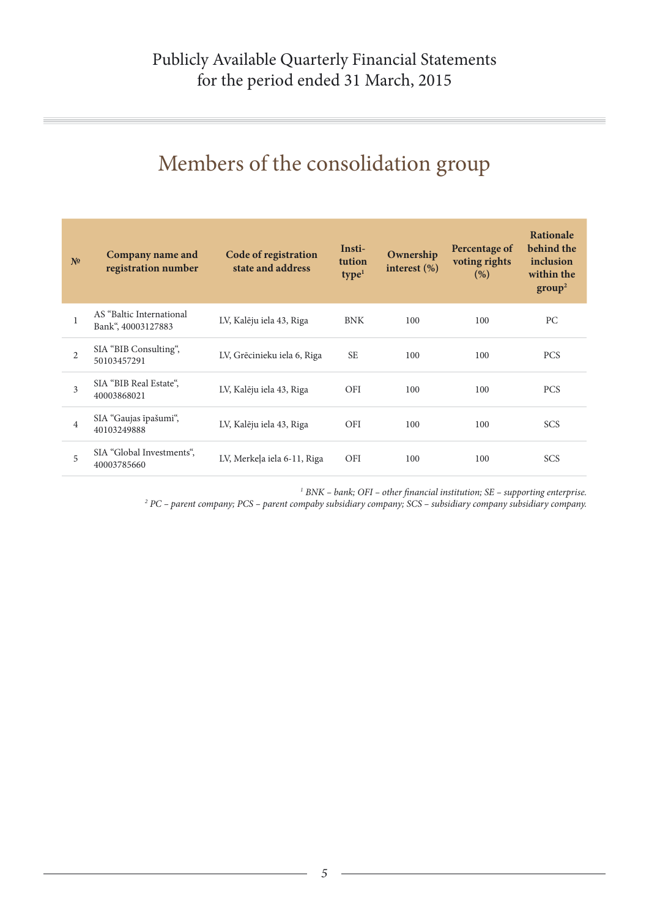# Members of the consolidation group

| № | Company name and registration number | Code of registration state and address | Institution type[1] | Ownership interest (%) | Percentage of voting rights (%) | Rationale behind the inclusion within the group[2] |
|---|---|---|---|---|---|---|
| 1 | AS “Baltic International Bank“, 40003127883 | LV, Kalēju iela 43, Riga | BNK | 100 | 100 | PC |
| 2 | SIA “BIB Consulting“, 50103457291 | LV, Grēcinieku iela 6, Riga | SE | 100 | 100 | PCS |
| 3 | SIA “BIB Real Estate“, 40003868021 | LV, Kalēju iela 43, Riga | OFI | 100 | 100 | PCS |
| 4 | SIA “Gaujas īpašumi“, 40103249888 | LV, Kalēju iela 43, Riga | OFI | 100 | 100 | SCS |
| 5 | SIA “Global Investments“, 40003785660 | LV, Merkeļa iela 6-11, Riga | OFI | 100 | 100 | SCS |

*[1] BNK – bank; OFI – other financial institution; SE – supporting enterprise.*
*[2] PC – parent company; PCS – parent compaby subsidiary company; SCS – subsidiary company subsidiary company.*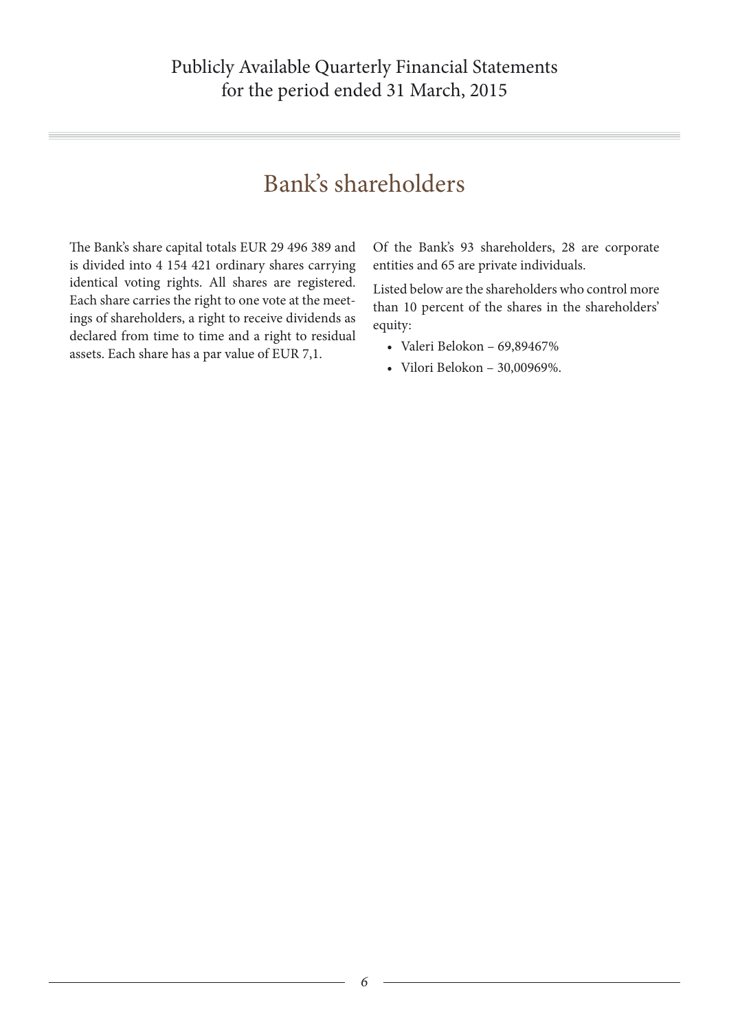# Bank's shareholders

The Bank's share capital totals EUR 29 496 389 and is divided into 4 154 421 ordinary shares carrying identical voting rights. All shares are registered. Each share carries the right to one vote at the meetings of shareholders, a right to receive dividends as declared from time to time and a right to residual assets. Each share has a par value of EUR 7,1.

Of the Bank's 93 shareholders, 28 are corporate entities and 65 are private individuals.

Listed below are the shareholders who control more than 10 percent of the shares in the shareholders' equity:

- Valeri Belokon – 69,89467%
- Vilori Belokon – 30,00969%.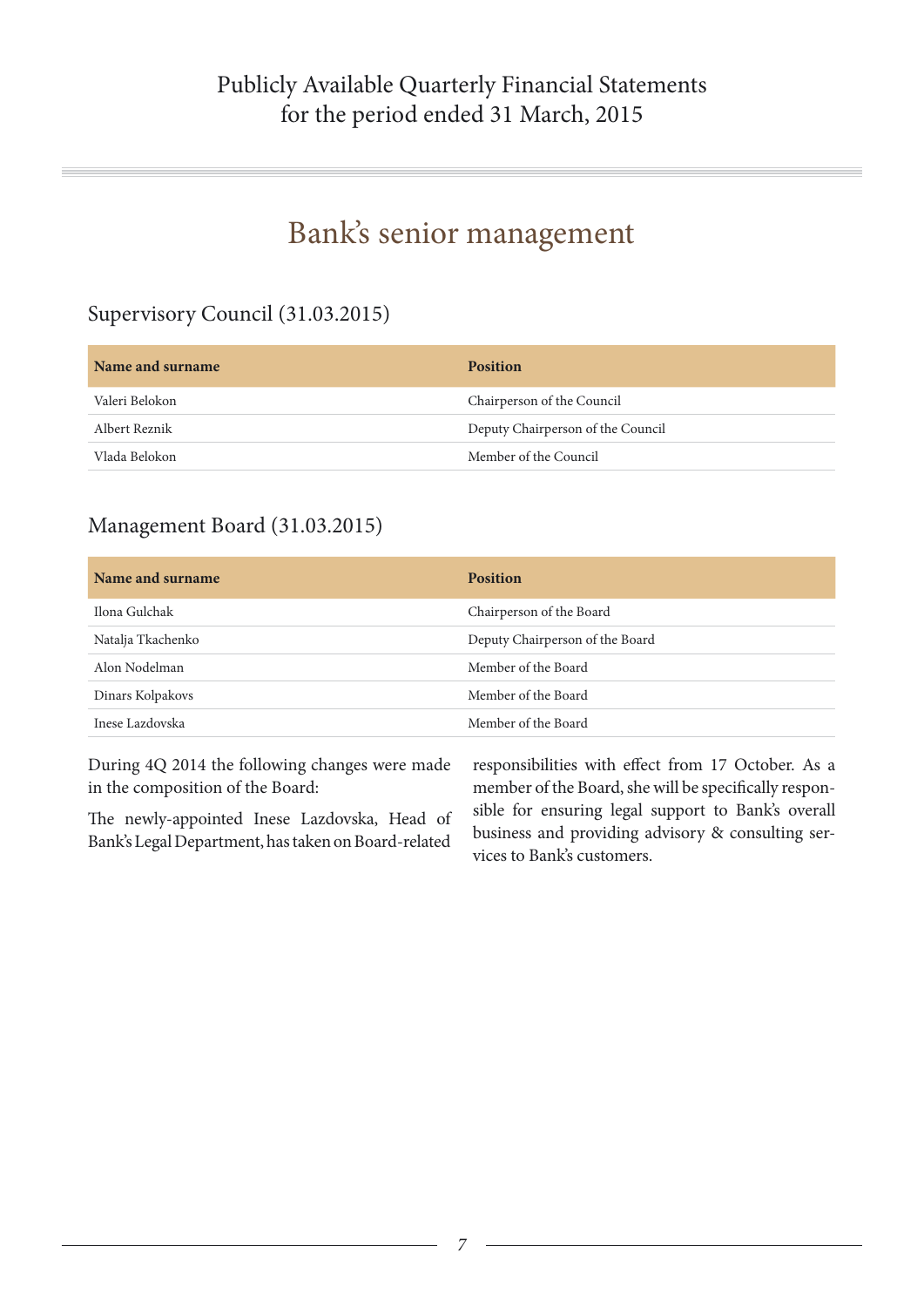# Bank's senior management

## Supervisory Council (31.03.2015)

| Name and surname | Position |
| --- | --- |
| Valeri Belokon | Chairperson of the Council |
| Albert Reznik | Deputy Chairperson of the Council |
| Vlada Belokon | Member of the Council |

## Management Board (31.03.2015)

| Name and surname | Position |
| --- | --- |
| Ilona Gulchak | Chairperson of the Board |
| Natalja Tkachenko | Deputy Chairperson of the Board |
| Alon Nodelman | Member of the Board |
| Dinars Kolpakovs | Member of the Board |
| Inese Lazdovska | Member of the Board |

During 4Q 2014 the following changes were made in the composition of the Board:

The newly-appointed Inese Lazdovska, Head of Bank's Legal Department, has taken on Board-related responsibilities with effect from 17 October. As a member of the Board, she will be specifically responsible for ensuring legal support to Bank's overall business and providing advisory & consulting services to Bank's customers.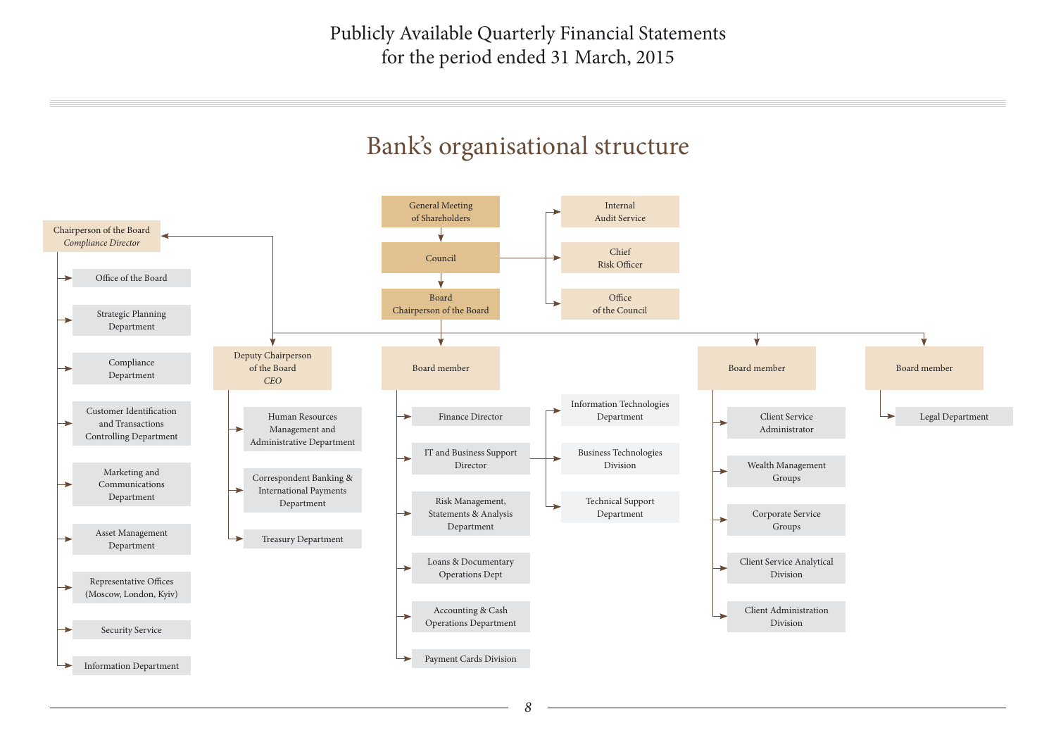# Bank's organisational structure

- **General Meeting of Shareholders**
  - **Council**
    - Internal Audit Service
    - Chief Risk Officer
    - Office of the Council
    - **Board** — Chairperson of the Board
      - **Chairperson of the Board** — *Compliance Director*
        - Office of the Board
        - Strategic Planning Department
        - Compliance Department
        - Customer Identification and Transactions Controlling Department
        - Marketing and Communications Department
        - Asset Management Department
        - Representative Offices (Moscow, London, Kyiv)
        - Security Service
        - Information Department
      - **Deputy Chairperson of the Board** — *CEO*
        - Human Resources Management and Administrative Department
        - Correspondent Banking & International Payments Department
        - Treasury Department
      - **Board member**
        - Finance Director
        - IT and Business Support Director
          - Information Technologies Department
          - Business Technologies Division
          - Technical Support Department
        - Risk Management, Statements & Analysis Department
        - Loans & Documentary Operations Dept
        - Accounting & Cash Operations Department
        - Payment Cards Division
      - **Board member**
        - Client Service Administrator
        - Wealth Management Groups
        - Corporate Service Groups
        - Client Service Analytical Division
        - Client Administration Division
      - **Board member**
        - Legal Department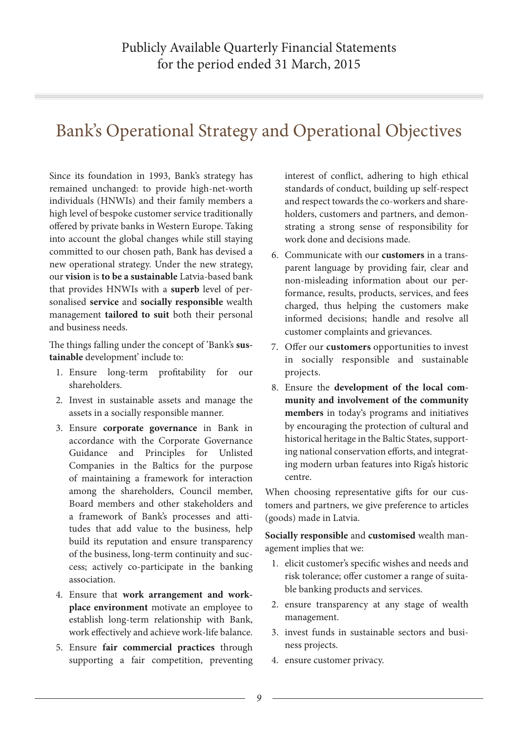# Bank's Operational Strategy and Operational Objectives

Since its foundation in 1993, Bank's strategy has remained unchanged: to provide high-net-worth individuals (HNWIs) and their family members a high level of bespoke customer service traditionally offered by private banks in Western Europe. Taking into account the global changes while still staying committed to our chosen path, Bank has devised a new operational strategy. Under the new strategy, our **vision** is **to be a sustainable** Latvia-based bank that provides HNWIs with a **superb** level of personalised **service** and **socially responsible** wealth management **tailored to suit** both their personal and business needs.

The things falling under the concept of 'Bank's **sustainable** development' include to:

1. Ensure long-term profitability for our shareholders.
2. Invest in sustainable assets and manage the assets in a socially responsible manner.
3. Ensure **corporate governance** in Bank in accordance with the Corporate Governance Guidance and Principles for Unlisted Companies in the Baltics for the purpose of maintaining a framework for interaction among the shareholders, Council member, Board members and other stakeholders and a framework of Bank's processes and attitudes that add value to the business, help build its reputation and ensure transparency of the business, long-term continuity and success; actively co-participate in the banking association.
4. Ensure that **work arrangement and workplace environment** motivate an employee to establish long-term relationship with Bank, work effectively and achieve work-life balance.
5. Ensure **fair commercial practices** through supporting a fair competition, preventing interest of conflict, adhering to high ethical standards of conduct, building up self-respect and respect towards the co-workers and shareholders, customers and partners, and demonstrating a strong sense of responsibility for work done and decisions made.
6. Communicate with our **customers** in a transparent language by providing fair, clear and non-misleading information about our performance, results, products, services, and fees charged, thus helping the customers make informed decisions; handle and resolve all customer complaints and grievances.
7. Offer our **customers** opportunities to invest in socially responsible and sustainable projects.
8. Ensure the **development of the local community and involvement of the community members** in today's programs and initiatives by encouraging the protection of cultural and historical heritage in the Baltic States, supporting national conservation efforts, and integrating modern urban features into Riga's historic centre.

When choosing representative gifts for our customers and partners, we give preference to articles (goods) made in Latvia.

**Socially responsible** and **customised** wealth management implies that we:

1. elicit customer's specific wishes and needs and risk tolerance; offer customer a range of suitable banking products and services.
2. ensure transparency at any stage of wealth management.
3. invest funds in sustainable sectors and business projects.
4. ensure customer privacy.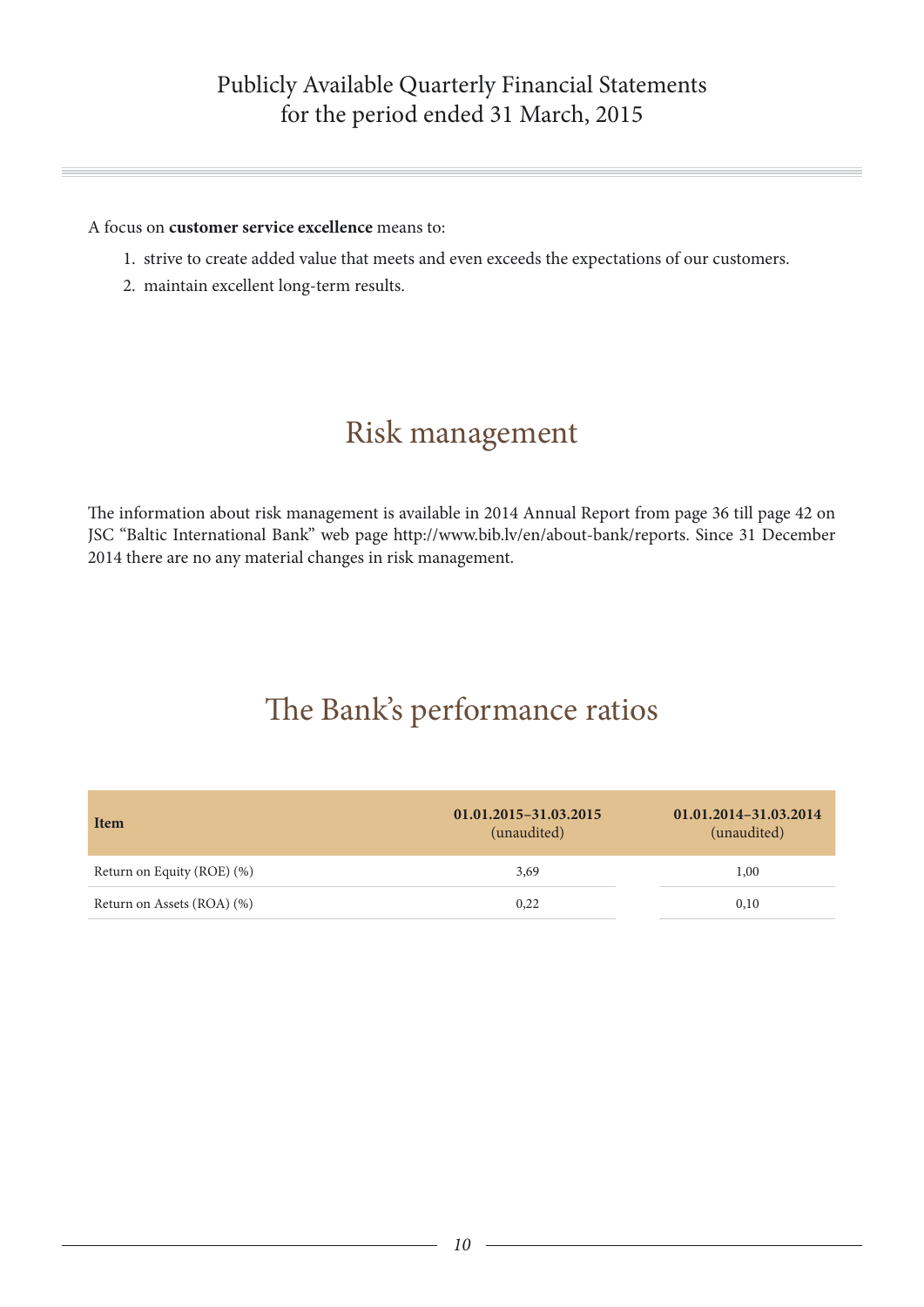A focus on **customer service excellence** means to:

1. strive to create added value that meets and even exceeds the expectations of our customers.
2. maintain excellent long-term results.

## Risk management

The information about risk management is available in 2014 Annual Report from page 36 till page 42 on JSC "Baltic International Bank" web page http://www.bib.lv/en/about-bank/reports. Since 31 December 2014 there are no any material changes in risk management.

## The Bank's performance ratios

| **Item** | **01.01.2015–31.03.2015** (unaudited) | **01.01.2014–31.03.2014** (unaudited) |
|---|---|---|
| Return on Equity (ROE) (%) | 3,69 | 1,00 |
| Return on Assets (ROA) (%) | 0,22 | 0,10 |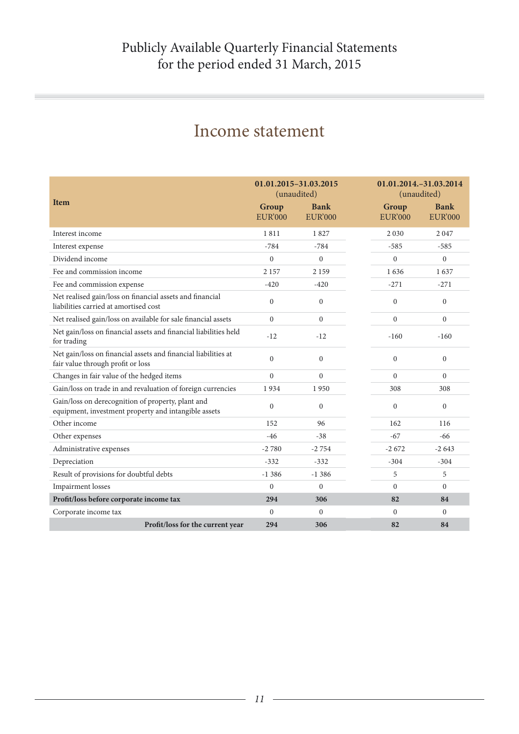Publicly Available Quarterly Financial Statements
for the period ended 31 March, 2015

# Income statement

| Item | 01.01.2015–31.03.2015 (unaudited) | | 01.01.2014.–31.03.2014 (unaudited) | |
|---|---|---|---|---|
| | Group EUR'000 | Bank EUR'000 | Group EUR'000 | Bank EUR'000 |
| Interest income | 1 811 | 1 827 | 2 030 | 2 047 |
| Interest expense | -784 | -784 | -585 | -585 |
| Dividend income | 0 | 0 | 0 | 0 |
| Fee and commission income | 2 157 | 2 159 | 1 636 | 1 637 |
| Fee and commission expense | -420 | -420 | -271 | -271 |
| Net realised gain/loss on financial assets and financial liabilities carried at amortised cost | 0 | 0 | 0 | 0 |
| Net realised gain/loss on available for sale financial assets | 0 | 0 | 0 | 0 |
| Net gain/loss on financial assets and financial liabilities held for trading | -12 | -12 | -160 | -160 |
| Net gain/loss on financial assets and financial liabilities at fair value through profit or loss | 0 | 0 | 0 | 0 |
| Changes in fair value of the hedged items | 0 | 0 | 0 | 0 |
| Gain/loss on trade in and revaluation of foreign currencies | 1 934 | 1 950 | 308 | 308 |
| Gain/loss on derecognition of property, plant and equipment, investment property and intangible assets | 0 | 0 | 0 | 0 |
| Other income | 152 | 96 | 162 | 116 |
| Other expenses | -46 | -38 | -67 | -66 |
| Administrative expenses | -2 780 | -2 754 | -2 672 | -2 643 |
| Depreciation | -332 | -332 | -304 | -304 |
| Result of provisions for doubtful debts | -1 386 | -1 386 | 5 | 5 |
| Impairment losses | 0 | 0 | 0 | 0 |
| **Profit/loss before corporate income tax** | **294** | **306** | **82** | **84** |
| Corporate income tax | 0 | 0 | 0 | 0 |
| **Profit/loss for the current year** | **294** | **306** | **82** | **84** |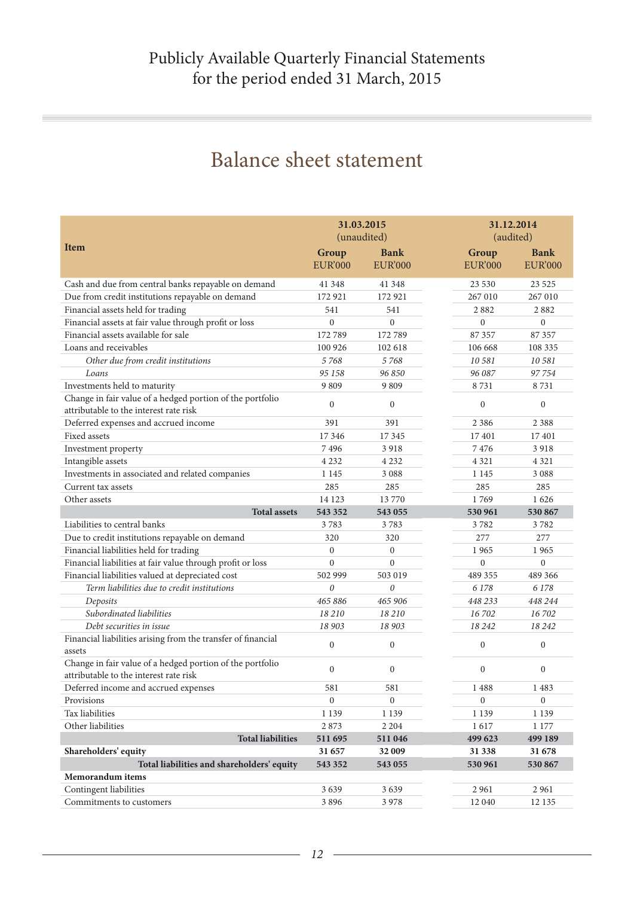# Publicly Available Quarterly Financial Statements for the period ended 31 March, 2015

## Balance sheet statement

| Item | 31.03.2015 (unaudited) | | 31.12.2014 (audited) | |
|---|---|---|---|---|
| | **Group** EUR'000 | **Bank** EUR'000 | **Group** EUR'000 | **Bank** EUR'000 |
| Cash and due from central banks repayable on demand | 41 348 | 41 348 | 23 530 | 23 525 |
| Due from credit institutions repayable on demand | 172 921 | 172 921 | 267 010 | 267 010 |
| Financial assets held for trading | 541 | 541 | 2 882 | 2 882 |
| Financial assets at fair value through profit or loss | 0 | 0 | 0 | 0 |
| Financial assets available for sale | 172 789 | 172 789 | 87 357 | 87 357 |
| Loans and receivables | 100 926 | 102 618 | 106 668 | 108 335 |
| *Other due from credit institutions* | *5 768* | *5 768* | *10 581* | *10 581* |
| *Loans* | *95 158* | *96 850* | *96 087* | *97 754* |
| Investments held to maturity | 9 809 | 9 809 | 8 731 | 8 731 |
| Change in fair value of a hedged portion of the portfolio attributable to the interest rate risk | 0 | 0 | 0 | 0 |
| Deferred expenses and accrued income | 391 | 391 | 2 386 | 2 388 |
| Fixed assets | 17 346 | 17 345 | 17 401 | 17 401 |
| Investment property | 7 496 | 3 918 | 7 476 | 3 918 |
| Intangible assets | 4 232 | 4 232 | 4 321 | 4 321 |
| Investments in associated and related companies | 1 145 | 3 088 | 1 145 | 3 088 |
| Current tax assets | 285 | 285 | 285 | 285 |
| Other assets | 14 123 | 13 770 | 1 769 | 1 626 |
| **Total assets** | **543 352** | **543 055** | **530 961** | **530 867** |
| Liabilities to central banks | 3 783 | 3 783 | 3 782 | 3 782 |
| Due to credit institutions repayable on demand | 320 | 320 | 277 | 277 |
| Financial liabilities held for trading | 0 | 0 | 1 965 | 1 965 |
| Financial liabilities at fair value through profit or loss | 0 | 0 | 0 | 0 |
| Financial liabilities valued at depreciated cost | 502 999 | 503 019 | 489 355 | 489 366 |
| *Term liabilities due to credit institutions* | *0* | *0* | *6 178* | *6 178* |
| *Deposits* | *465 886* | *465 906* | *448 233* | *448 244* |
| *Subordinated liabilities* | *18 210* | *18 210* | *16 702* | *16 702* |
| *Debt securities in issue* | *18 903* | *18 903* | *18 242* | *18 242* |
| Financial liabilities arising from the transfer of financial assets | 0 | 0 | 0 | 0 |
| Change in fair value of a hedged portion of the portfolio attributable to the interest rate risk | 0 | 0 | 0 | 0 |
| Deferred income and accrued expenses | 581 | 581 | 1 488 | 1 483 |
| Provisions | 0 | 0 | 0 | 0 |
| Tax liabilities | 1 139 | 1 139 | 1 139 | 1 139 |
| Other liabilities | 2 873 | 2 204 | 1 617 | 1 177 |
| **Total liabilities** | **511 695** | **511 046** | **499 623** | **499 189** |
| **Shareholders' equity** | **31 657** | **32 009** | **31 338** | **31 678** |
| **Total liabilities and shareholders' equity** | **543 352** | **543 055** | **530 961** | **530 867** |
| **Memorandum items** | | | | |
| Contingent liabilities | 3 639 | 3 639 | 2 961 | 2 961 |
| Commitments to customers | 3 896 | 3 978 | 12 040 | 12 135 |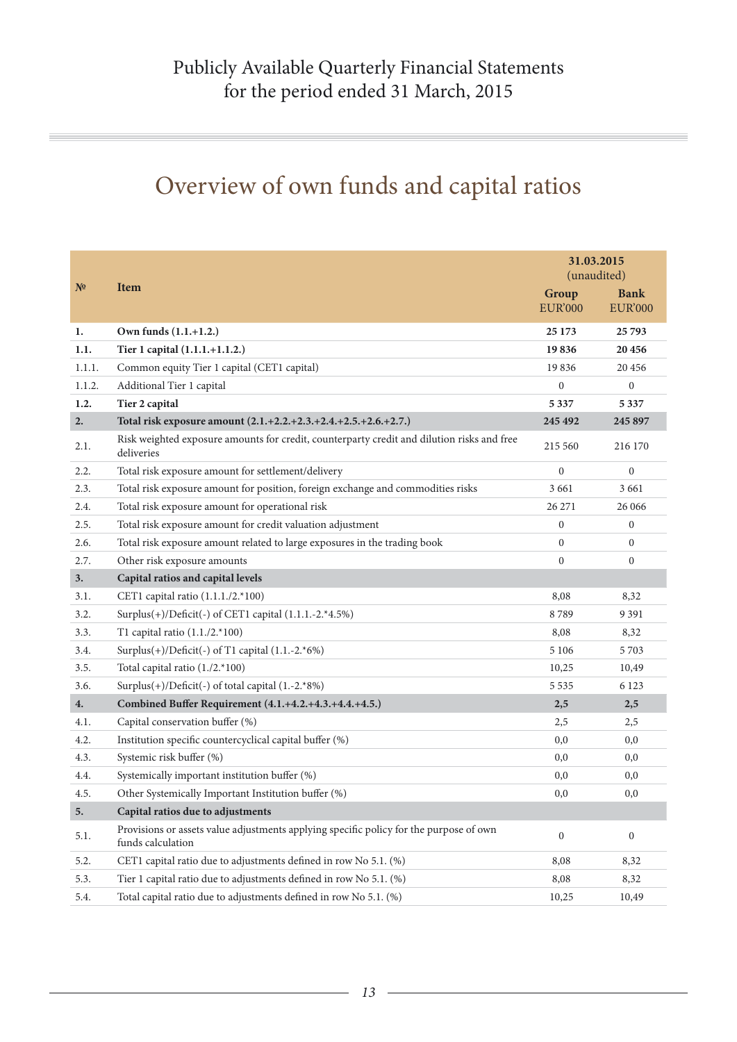Publicly Available Quarterly Financial Statements
for the period ended 31 March, 2015

# Overview of own funds and capital ratios

| № | Item | 31.03.2015 (unaudited) | |
|---|---|---|---|
| | | **Group** EUR'000 | **Bank** EUR'000 |
| **1.** | **Own funds (1.1.+1.2.)** | **25 173** | **25 793** |
| **1.1.** | **Tier 1 capital (1.1.1.+1.1.2.)** | **19 836** | **20 456** |
| 1.1.1. | Common equity Tier 1 capital (CET1 capital) | 19 836 | 20 456 |
| 1.1.2. | Additional Tier 1 capital | 0 | 0 |
| **1.2.** | **Tier 2 capital** | **5 337** | **5 337** |
| **2.** | **Total risk exposure amount (2.1.+2.2.+2.3.+2.4.+2.5.+2.6.+2.7.)** | **245 492** | **245 897** |
| 2.1. | Risk weighted exposure amounts for credit, counterparty credit and dilution risks and free deliveries | 215 560 | 216 170 |
| 2.2. | Total risk exposure amount for settlement/delivery | 0 | 0 |
| 2.3. | Total risk exposure amount for position, foreign exchange and commodities risks | 3 661 | 3 661 |
| 2.4. | Total risk exposure amount for operational risk | 26 271 | 26 066 |
| 2.5. | Total risk exposure amount for credit valuation adjustment | 0 | 0 |
| 2.6. | Total risk exposure amount related to large exposures in the trading book | 0 | 0 |
| 2.7. | Other risk exposure amounts | 0 | 0 |
| **3.** | **Capital ratios and capital levels** | | |
| 3.1. | CET1 capital ratio (1.1.1./2.*100) | 8,08 | 8,32 |
| 3.2. | Surplus(+)/Deficit(-) of CET1 capital (1.1.1.-2.*4.5%) | 8 789 | 9 391 |
| 3.3. | T1 capital ratio (1.1./2.*100) | 8,08 | 8,32 |
| 3.4. | Surplus(+)/Deficit(-) of T1 capital (1.1.-2.*6%) | 5 106 | 5 703 |
| 3.5. | Total capital ratio (1./2.*100) | 10,25 | 10,49 |
| 3.6. | Surplus(+)/Deficit(-) of total capital (1.-2.*8%) | 5 535 | 6 123 |
| **4.** | **Combined Buffer Requirement (4.1.+4.2.+4.3.+4.4.+4.5.)** | **2,5** | **2,5** |
| 4.1. | Capital conservation buffer (%) | 2,5 | 2,5 |
| 4.2. | Institution specific countercyclical capital buffer (%) | 0,0 | 0,0 |
| 4.3. | Systemic risk buffer (%) | 0,0 | 0,0 |
| 4.4. | Systemically important institution buffer (%) | 0,0 | 0,0 |
| 4.5. | Other Systemically Important Institution buffer (%) | 0,0 | 0,0 |
| **5.** | **Capital ratios due to adjustments** | | |
| 5.1. | Provisions or assets value adjustments applying specific policy for the purpose of own funds calculation | 0 | 0 |
| 5.2. | CET1 capital ratio due to adjustments defined in row No 5.1. (%) | 8,08 | 8,32 |
| 5.3. | Tier 1 capital ratio due to adjustments defined in row No 5.1. (%) | 8,08 | 8,32 |
| 5.4. | Total capital ratio due to adjustments defined in row No 5.1. (%) | 10,25 | 10,49 |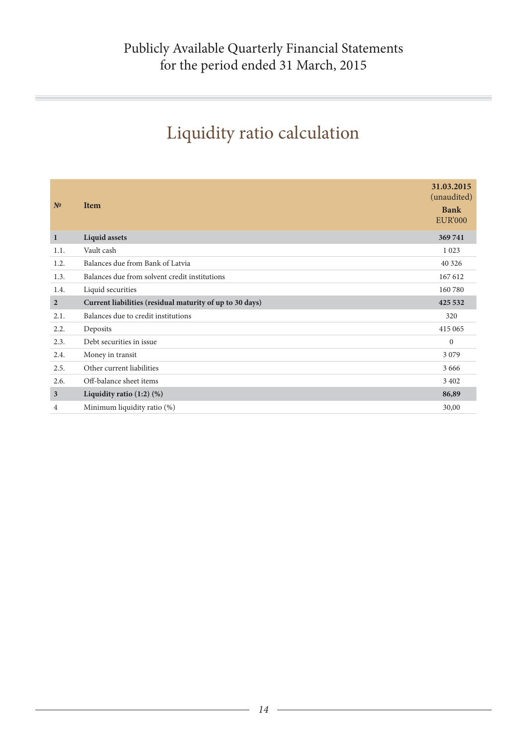Publicly Available Quarterly Financial Statements
for the period ended 31 March, 2015

# Liquidity ratio calculation

| № | Item | 31.03.2015 (unaudited) **Bank** EUR'000 |
|---|---|---|
| **1** | **Liquid assets** | **369 741** |
| 1.1. | Vault cash | 1 023 |
| 1.2. | Balances due from Bank of Latvia | 40 326 |
| 1.3. | Balances due from solvent credit institutions | 167 612 |
| 1.4. | Liquid securities | 160 780 |
| **2** | **Current liabilities (residual maturity of up to 30 days)** | **425 532** |
| 2.1. | Balances due to credit institutions | 320 |
| 2.2. | Deposits | 415 065 |
| 2.3. | Debt securities in issue | 0 |
| 2.4. | Money in transit | 3 079 |
| 2.5. | Other current liabilities | 3 666 |
| 2.6. | Off-balance sheet items | 3 402 |
| **3** | **Liquidity ratio (1:2) (%)** | **86,89** |
| 4 | Minimum liquidity ratio (%) | 30,00 |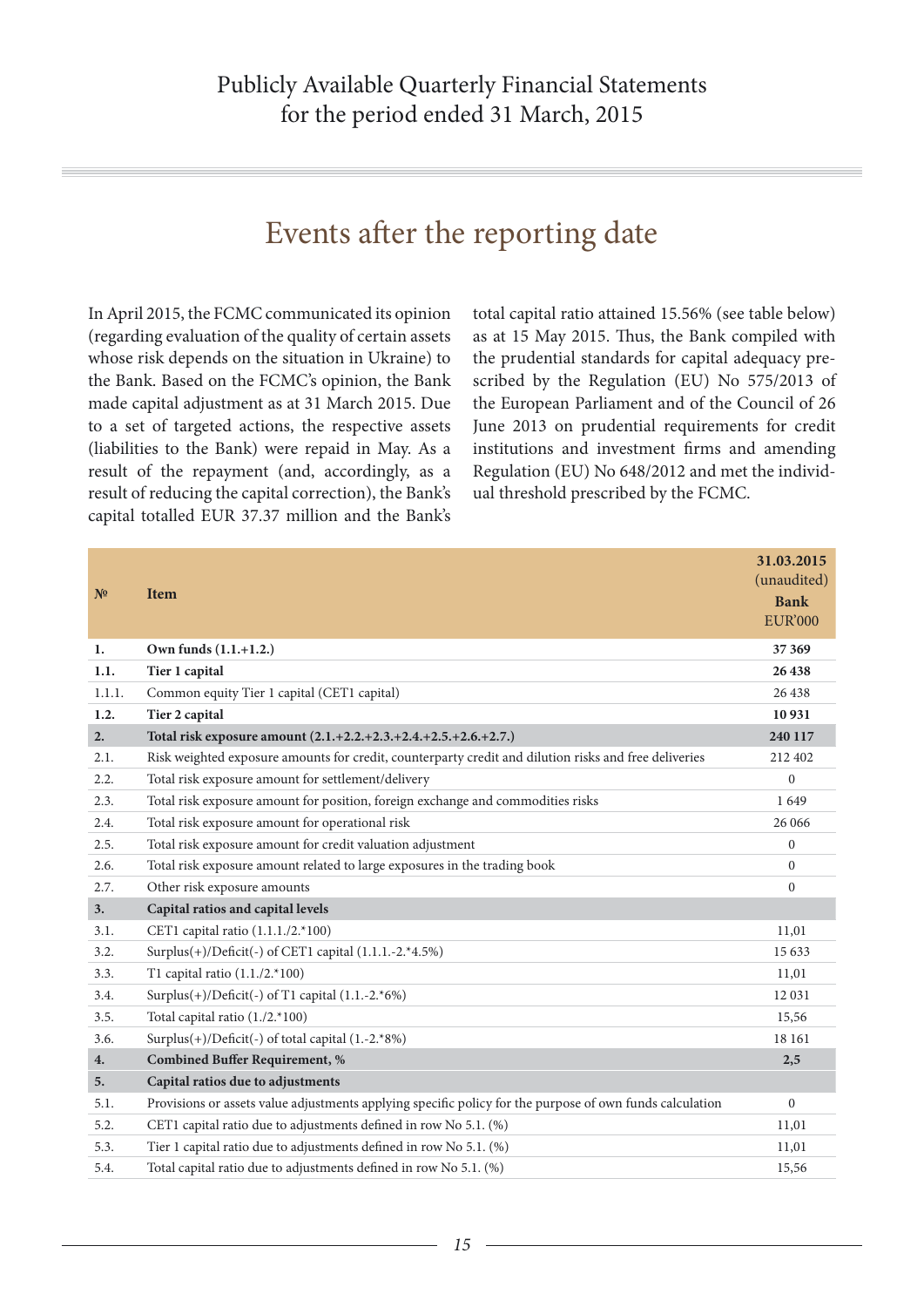# Events after the reporting date

In April 2015, the FCMC communicated its opinion (regarding evaluation of the quality of certain assets whose risk depends on the situation in Ukraine) to the Bank. Based on the FCMC's opinion, the Bank made capital adjustment as at 31 March 2015. Due to a set of targeted actions, the respective assets (liabilities to the Bank) were repaid in May. As a result of the repayment (and, accordingly, as a result of reducing the capital correction), the Bank's capital totalled EUR 37.37 million and the Bank's total capital ratio attained 15.56% (see table below) as at 15 May 2015. Thus, the Bank compiled with the prudential standards for capital adequacy prescribed by the Regulation (EU) No 575/2013 of the European Parliament and of the Council of 26 June 2013 on prudential requirements for credit institutions and investment firms and amending Regulation (EU) No 648/2012 and met the individual threshold prescribed by the FCMC.

| № | Item | 31.03.2015 (unaudited) Bank EUR'000 |
|---|---|---|
| **1.** | **Own funds (1.1.+1.2.)** | **37 369** |
| **1.1.** | **Tier 1 capital** | **26 438** |
| 1.1.1. | Common equity Tier 1 capital (CET1 capital) | 26 438 |
| **1.2.** | **Tier 2 capital** | **10 931** |
| **2.** | **Total risk exposure amount (2.1.+2.2.+2.3.+2.4.+2.5.+2.6.+2.7.)** | **240 117** |
| 2.1. | Risk weighted exposure amounts for credit, counterparty credit and dilution risks and free deliveries | 212 402 |
| 2.2. | Total risk exposure amount for settlement/delivery | 0 |
| 2.3. | Total risk exposure amount for position, foreign exchange and commodities risks | 1 649 |
| 2.4. | Total risk exposure amount for operational risk | 26 066 |
| 2.5. | Total risk exposure amount for credit valuation adjustment | 0 |
| 2.6. | Total risk exposure amount related to large exposures in the trading book | 0 |
| 2.7. | Other risk exposure amounts | 0 |
| **3.** | **Capital ratios and capital levels** | |
| 3.1. | CET1 capital ratio (1.1.1./2.*100) | 11,01 |
| 3.2. | Surplus(+)/Deficit(-) of CET1 capital (1.1.1.-2.*4.5%) | 15 633 |
| 3.3. | T1 capital ratio (1.1./2.*100) | 11,01 |
| 3.4. | Surplus(+)/Deficit(-) of T1 capital (1.1.-2.*6%) | 12 031 |
| 3.5. | Total capital ratio (1./2.*100) | 15,56 |
| 3.6. | Surplus(+)/Deficit(-) of total capital (1.-2.*8%) | 18 161 |
| **4.** | **Combined Buffer Requirement, %** | **2,5** |
| **5.** | **Capital ratios due to adjustments** | |
| 5.1. | Provisions or assets value adjustments applying specific policy for the purpose of own funds calculation | 0 |
| 5.2. | CET1 capital ratio due to adjustments defined in row No 5.1. (%) | 11,01 |
| 5.3. | Tier 1 capital ratio due to adjustments defined in row No 5.1. (%) | 11,01 |
| 5.4. | Total capital ratio due to adjustments defined in row No 5.1. (%) | 15,56 |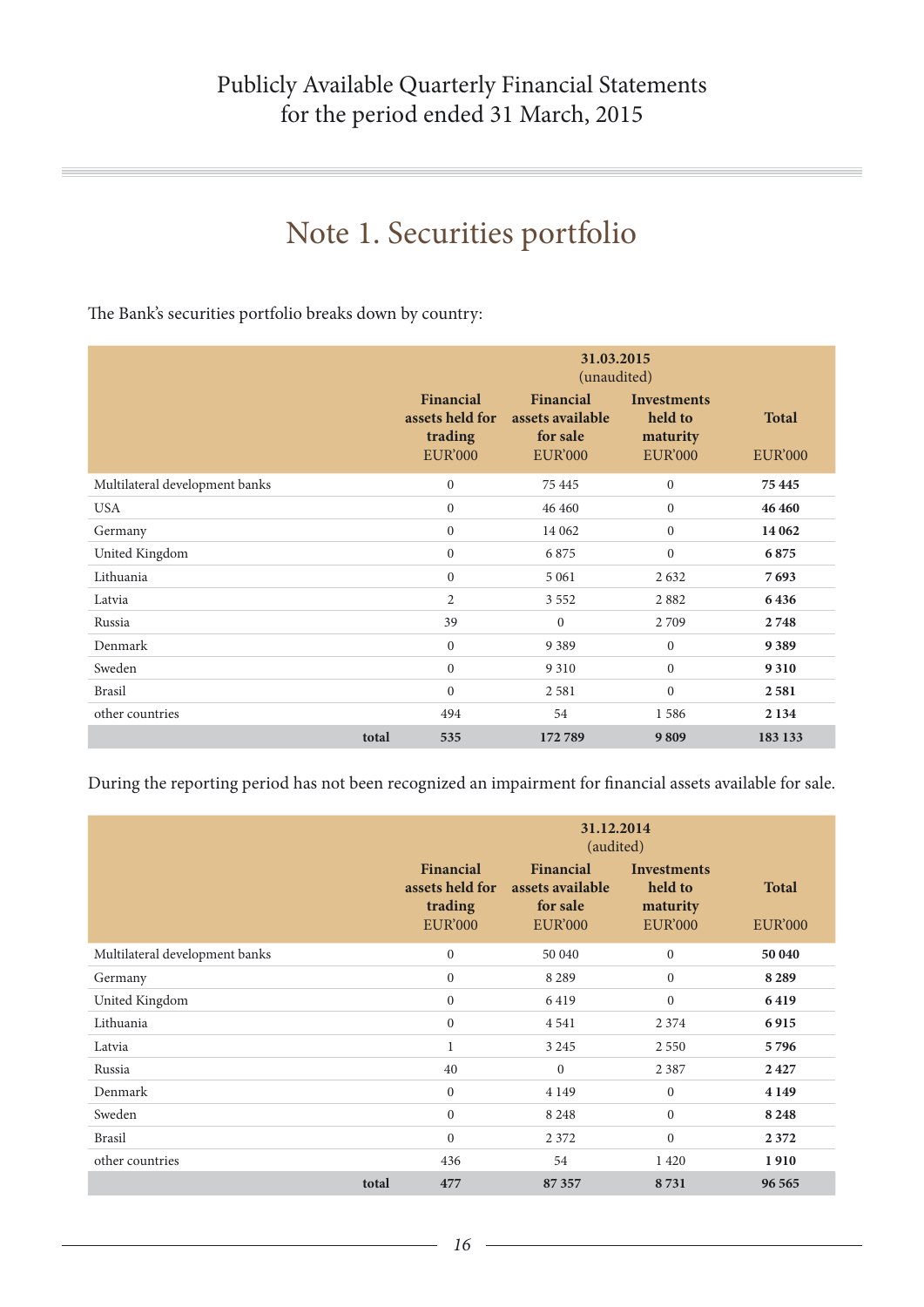# Note 1. Securities portfolio

The Bank's securities portfolio breaks down by country:

| | 31.03.2015 (unaudited) | | | |
|---|---|---|---|---|
| | Financial assets held for trading EUR'000 | Financial assets available for sale EUR'000 | Investments held to maturity EUR'000 | Total EUR'000 |
| Multilateral development banks | 0 | 75 445 | 0 | **75 445** |
| USA | 0 | 46 460 | 0 | **46 460** |
| Germany | 0 | 14 062 | 0 | **14 062** |
| United Kingdom | 0 | 6 875 | 0 | **6 875** |
| Lithuania | 0 | 5 061 | 2 632 | **7 693** |
| Latvia | 2 | 3 552 | 2 882 | **6 436** |
| Russia | 39 | 0 | 2 709 | **2 748** |
| Denmark | 0 | 9 389 | 0 | **9 389** |
| Sweden | 0 | 9 310 | 0 | **9 310** |
| Brasil | 0 | 2 581 | 0 | **2 581** |
| other countries | 494 | 54 | 1 586 | **2 134** |
| **total** | **535** | **172 789** | **9 809** | **183 133** |

During the reporting period has not been recognized an impairment for financial assets available for sale.

| | 31.12.2014 (audited) | | | |
|---|---|---|---|---|
| | Financial assets held for trading EUR'000 | Financial assets available for sale EUR'000 | Investments held to maturity EUR'000 | Total EUR'000 |
| Multilateral development banks | 0 | 50 040 | 0 | **50 040** |
| Germany | 0 | 8 289 | 0 | **8 289** |
| United Kingdom | 0 | 6 419 | 0 | **6 419** |
| Lithuania | 0 | 4 541 | 2 374 | **6 915** |
| Latvia | 1 | 3 245 | 2 550 | **5 796** |
| Russia | 40 | 0 | 2 387 | **2 427** |
| Denmark | 0 | 4 149 | 0 | **4 149** |
| Sweden | 0 | 8 248 | 0 | **8 248** |
| Brasil | 0 | 2 372 | 0 | **2 372** |
| other countries | 436 | 54 | 1 420 | **1 910** |
| **total** | **477** | **87 357** | **8 731** | **96 565** |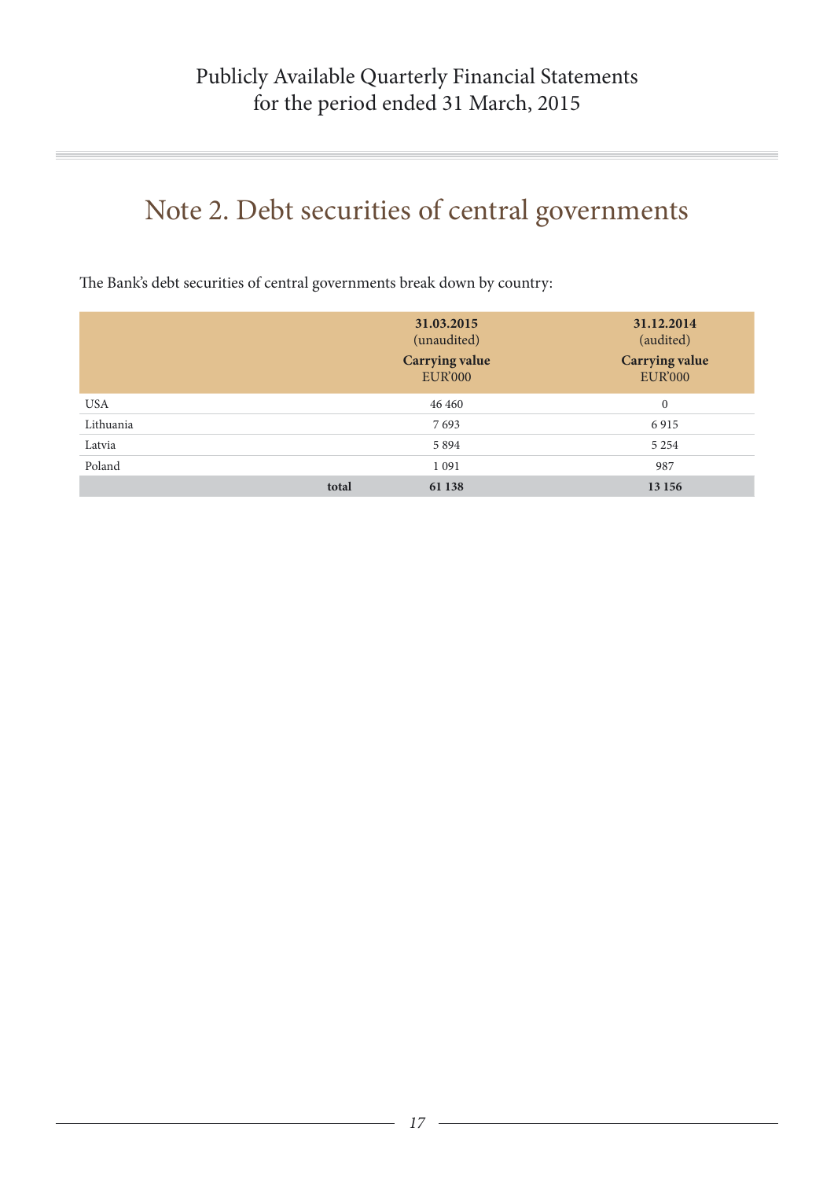# Note 2. Debt securities of central governments

The Bank's debt securities of central governments break down by country:

| | 31.03.2015 (unaudited) Carrying value EUR'000 | 31.12.2014 (audited) Carrying value EUR'000 |
|---|---|---|
| USA | 46 460 | 0 |
| Lithuania | 7 693 | 6 915 |
| Latvia | 5 894 | 5 254 |
| Poland | 1 091 | 987 |
| **total** | **61 138** | **13 156** |